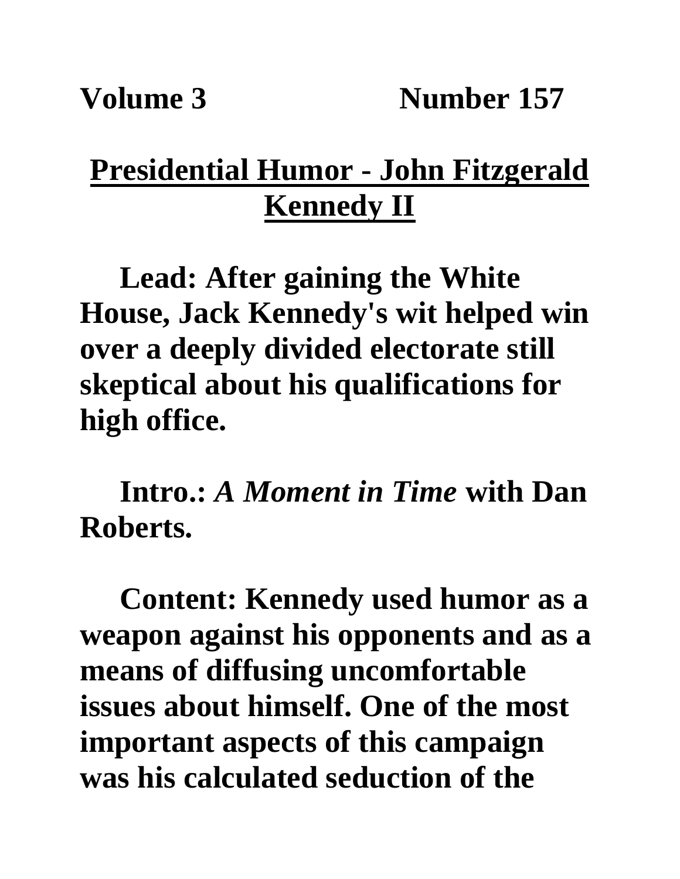**Volume 3 Number 157**

# Presidential Humor - John Fitzgerald Kennedy II

**Lead: After gaining the White House, Jack Kennedy's wit helped win over a deeply divided electorate still skeptical about his qualifications for high office.**

**Intro.: *A Moment in Time* with Dan Roberts.**

**Content: Kennedy used humor as a weapon against his opponents and as a means of diffusing uncomfortable issues about himself. One of the most important aspects of this campaign was his calculated seduction of the**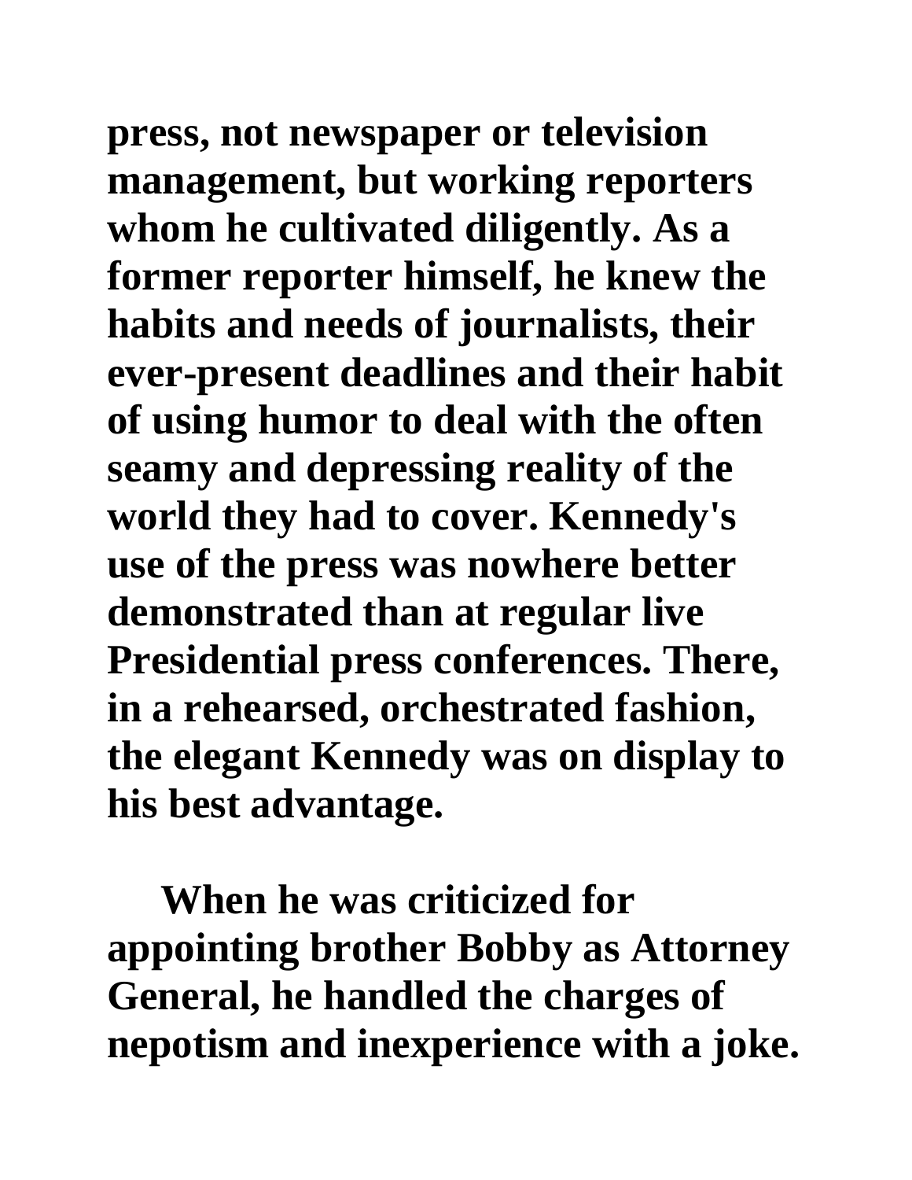press, not newspaper or television management, but working reporters whom he cultivated diligently. As a former reporter himself, he knew the habits and needs of journalists, their ever-present deadlines and their habit of using humor to deal with the often seamy and depressing reality of the world they had to cover. Kennedy's use of the press was nowhere better demonstrated than at regular live Presidential press conferences. There, in a rehearsed, orchestrated fashion, the elegant Kennedy was on display to his best advantage.

When he was criticized for appointing brother Bobby as Attorney General, he handled the charges of nepotism and inexperience with a joke.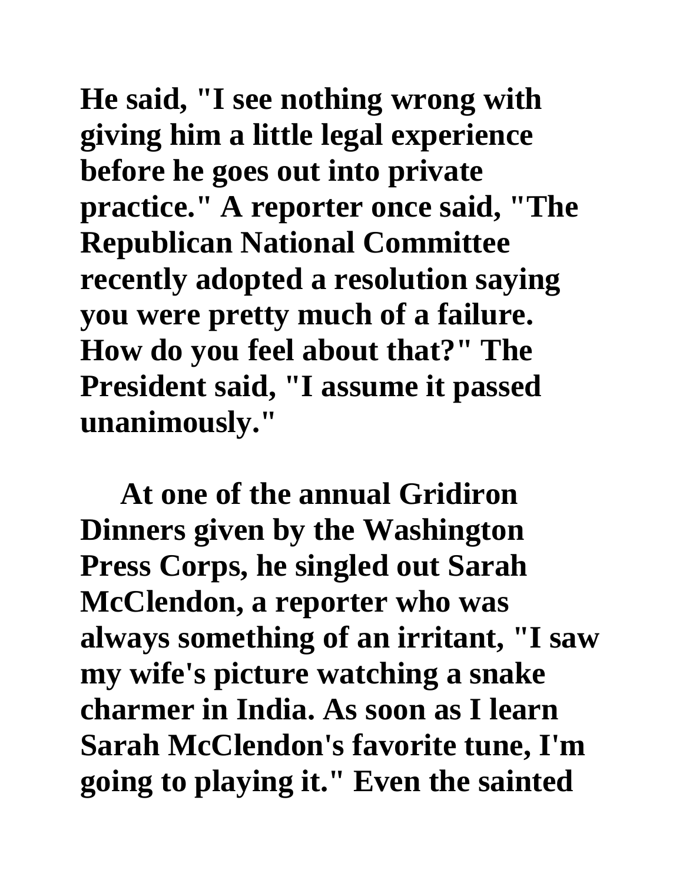He said, "I see nothing wrong with giving him a little legal experience before he goes out into private practice." A reporter once said, "The Republican National Committee recently adopted a resolution saying you were pretty much of a failure. How do you feel about that?" The President said, "I assume it passed unanimously."

At one of the annual Gridiron Dinners given by the Washington Press Corps, he singled out Sarah McClendon, a reporter who was always something of an irritant, "I saw my wife's picture watching a snake charmer in India. As soon as I learn Sarah McClendon's favorite tune, I'm going to playing it." Even the sainted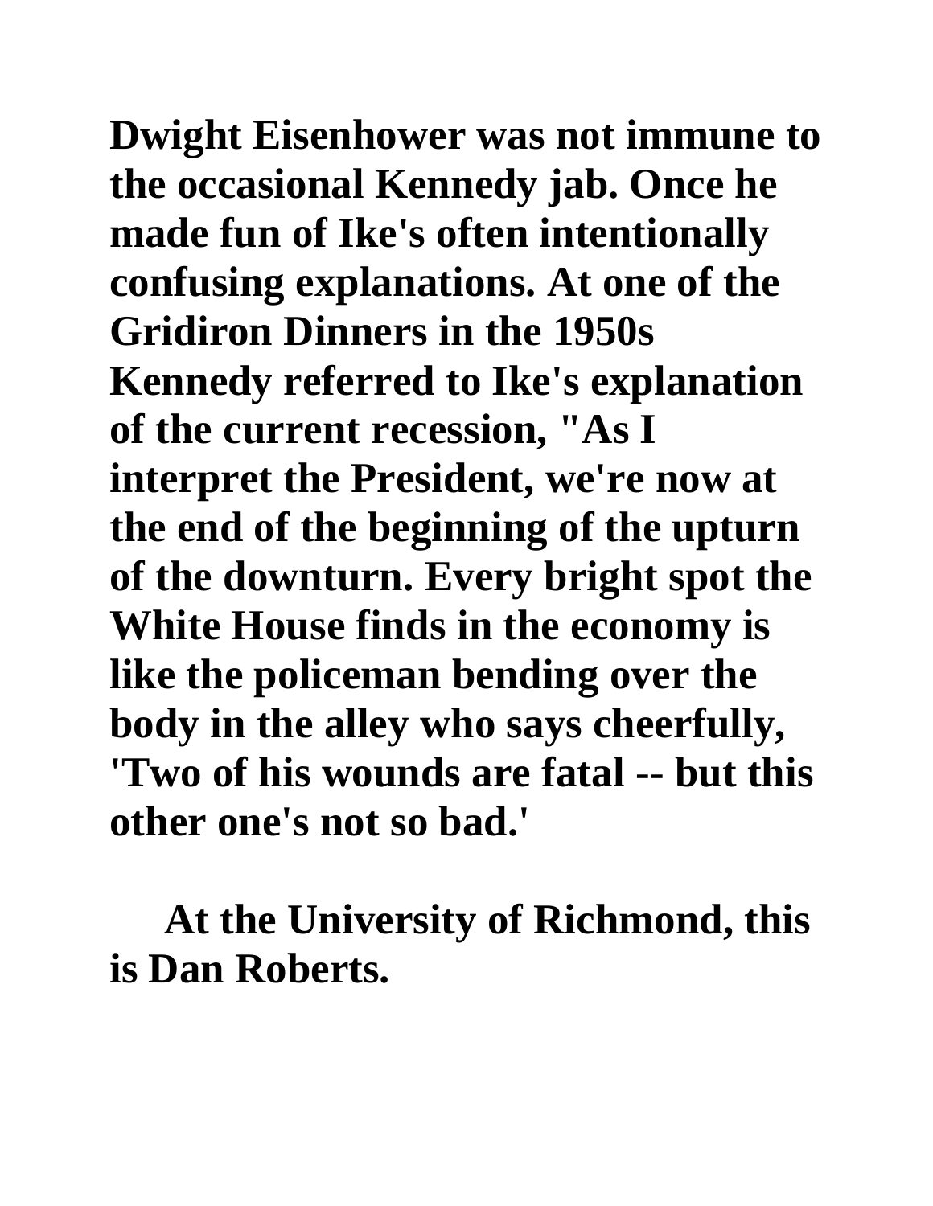**Dwight Eisenhower was not immune to the occasional Kennedy jab. Once he made fun of Ike's often intentionally confusing explanations. At one of the Gridiron Dinners in the 1950s Kennedy referred to Ike's explanation of the current recession, "As I interpret the President, we're now at the end of the beginning of the upturn of the downturn. Every bright spot the White House finds in the economy is like the policeman bending over the body in the alley who says cheerfully, 'Two of his wounds are fatal -- but this other one's not so bad.'**

**At the University of Richmond, this is Dan Roberts.**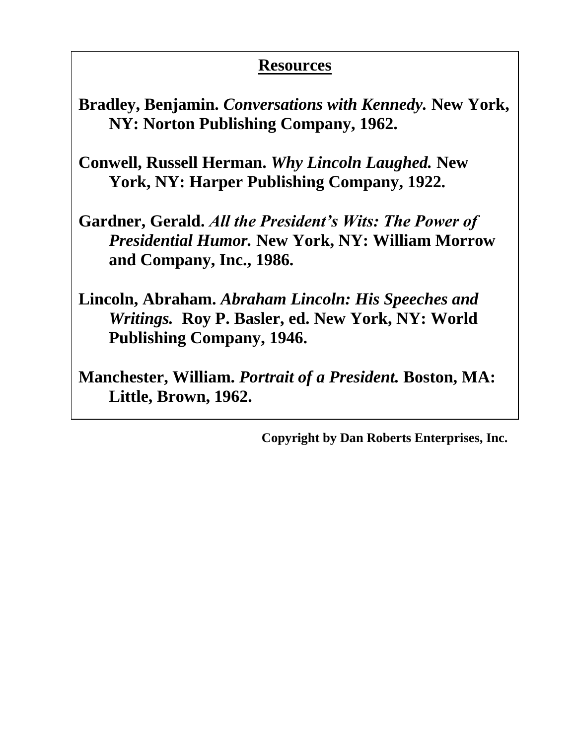## Resources

**Bradley, Benjamin. *Conversations with Kennedy.* New York, NY: Norton Publishing Company, 1962.**

**Conwell, Russell Herman. *Why Lincoln Laughed.* New York, NY: Harper Publishing Company, 1922.**

**Gardner, Gerald. *All the President's Wits: The Power of Presidential Humor.* New York, NY: William Morrow and Company, Inc., 1986.**

**Lincoln, Abraham. *Abraham Lincoln: His Speeches and Writings.* Roy P. Basler, ed. New York, NY: World Publishing Company, 1946.**

**Manchester, William. *Portrait of a President.* Boston, MA: Little, Brown, 1962.**

**Copyright by Dan Roberts Enterprises, Inc.**